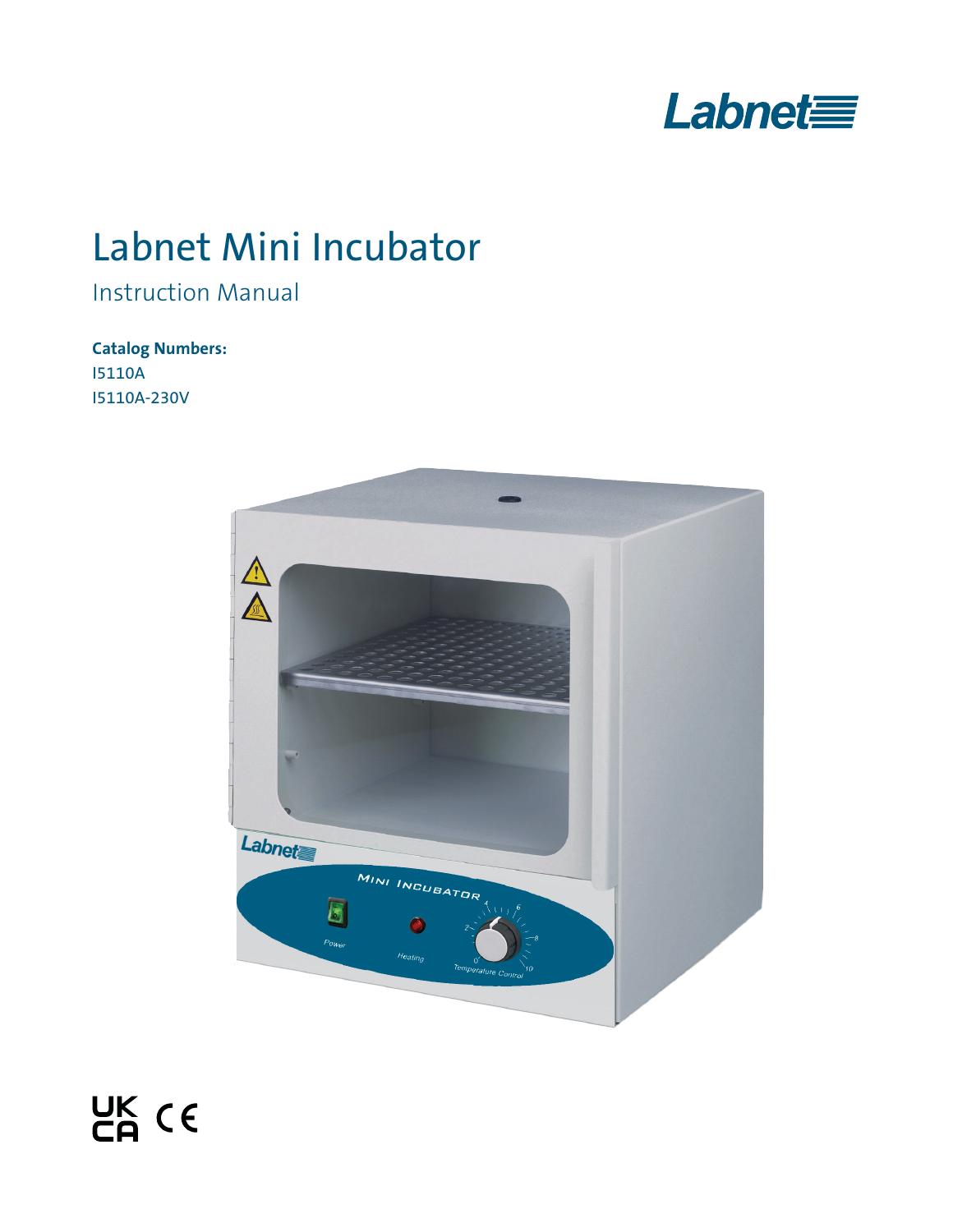Labnet

# Labnet Mini Incubator

Instruction Manual

**Catalog Numbers:**

I5110A

I5110A-230V

UK CA CE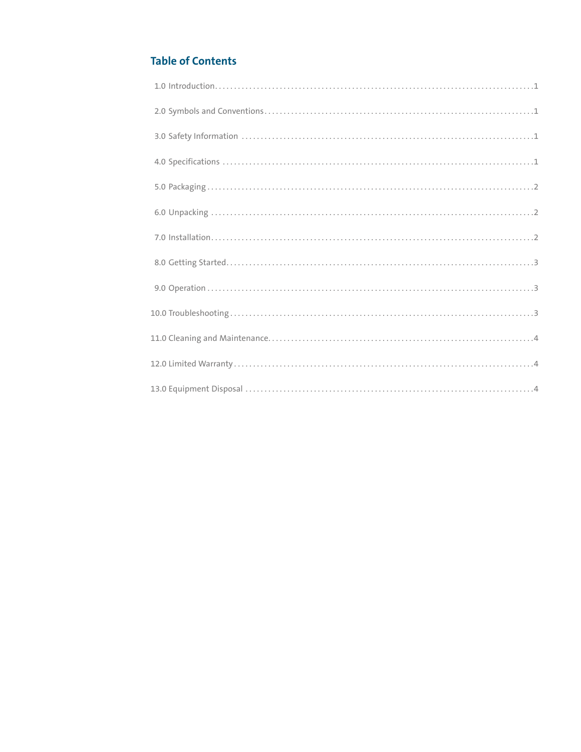## Table of Contents

1.0 Introduction........................................................................1

2.0 Symbols and Conventions........................................................1

3.0 Safety Information ....................................................................1

4.0 Specifications ..........................................................................1

5.0 Packaging ................................................................................2

6.0 Unpacking ...............................................................................2

7.0 Installation...............................................................................2

8.0 Getting Started.........................................................................3

9.0 Operation ................................................................................3

10.0 Troubleshooting .....................................................................3

11.0 Cleaning and Maintenance......................................................4

12.0 Limited Warranty ....................................................................4

13.0 Equipment Disposal ...............................................................4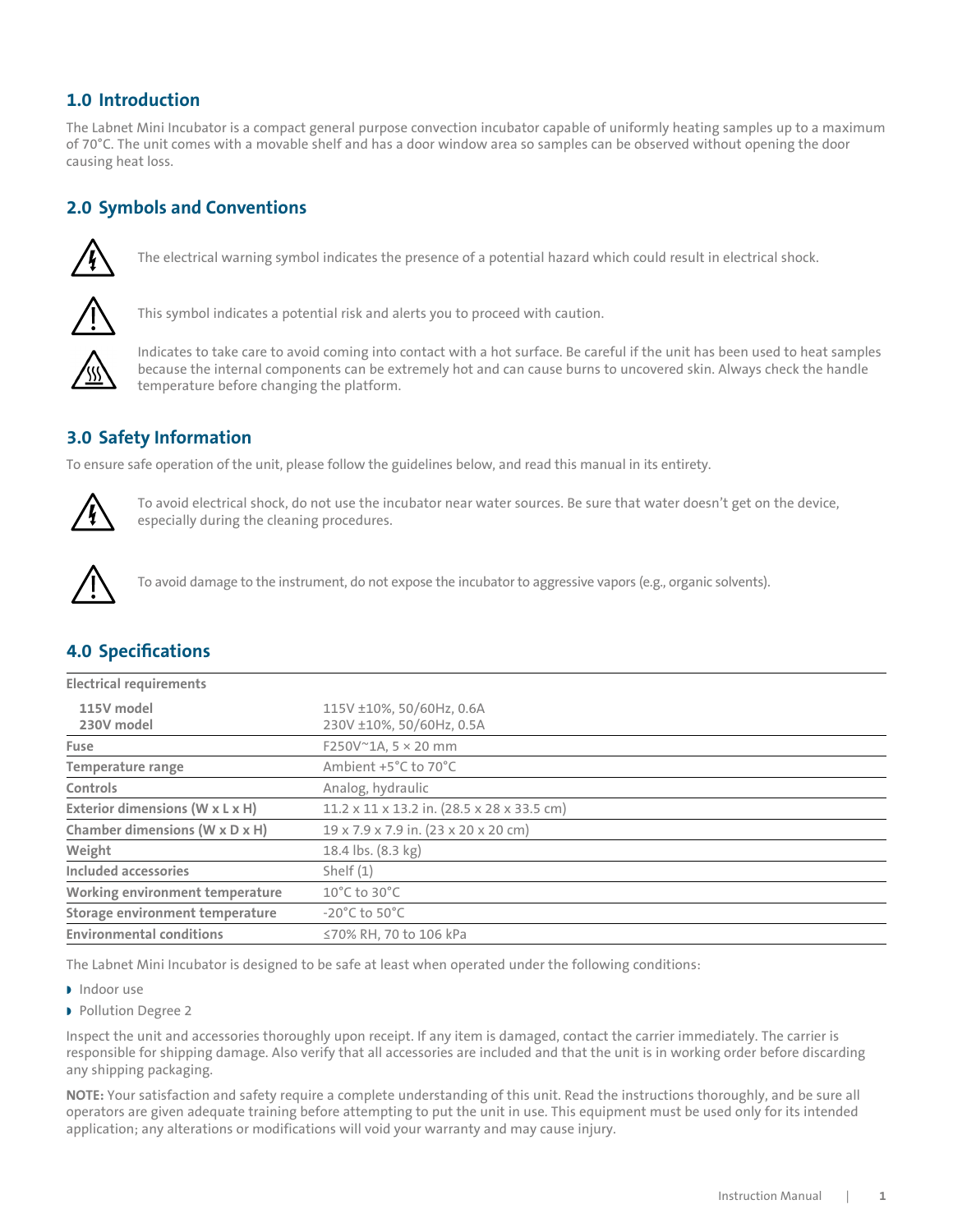## 1.0 Introduction

The Labnet Mini Incubator is a compact general purpose convection incubator capable of uniformly heating samples up to a maximum of 70°C. The unit comes with a movable shelf and has a door window area so samples can be observed without opening the door causing heat loss.

## 2.0 Symbols and Conventions

The electrical warning symbol indicates the presence of a potential hazard which could result in electrical shock.

This symbol indicates a potential risk and alerts you to proceed with caution.

Indicates to take care to avoid coming into contact with a hot surface. Be careful if the unit has been used to heat samples because the internal components can be extremely hot and can cause burns to uncovered skin. Always check the handle temperature before changing the platform.

## 3.0 Safety Information

To ensure safe operation of the unit, please follow the guidelines below, and read this manual in its entirety.

To avoid electrical shock, do not use the incubator near water sources. Be sure that water doesn't get on the device, especially during the cleaning procedures.

To avoid damage to the instrument, do not expose the incubator to aggressive vapors (e.g., organic solvents).

## 4.0 Specifications

| | |
|---|---|
| **Electrical requirements** | |
| **115V model** | 115V ±10%, 50/60Hz, 0.6A |
| **230V model** | 230V ±10%, 50/60Hz, 0.5A |
| **Fuse** | F250V~1A, 5 × 20 mm |
| **Temperature range** | Ambient +5°C to 70°C |
| **Controls** | Analog, hydraulic |
| **Exterior dimensions (W x L x H)** | 11.2 x 11 x 13.2 in. (28.5 x 28 x 33.5 cm) |
| **Chamber dimensions (W x D x H)** | 19 x 7.9 x 7.9 in. (23 x 20 x 20 cm) |
| **Weight** | 18.4 lbs. (8.3 kg) |
| **Included accessories** | Shelf (1) |
| **Working environment temperature** | 10°C to 30°C |
| **Storage environment temperature** | -20°C to 50°C |
| **Environmental conditions** | ≤70% RH, 70 to 106 kPa |

The Labnet Mini Incubator is designed to be safe at least when operated under the following conditions:

- Indoor use
- Pollution Degree 2

Inspect the unit and accessories thoroughly upon receipt. If any item is damaged, contact the carrier immediately. The carrier is responsible for shipping damage. Also verify that all accessories are included and that the unit is in working order before discarding any shipping packaging.

**NOTE:** Your satisfaction and safety require a complete understanding of this unit. Read the instructions thoroughly, and be sure all operators are given adequate training before attempting to put the unit in use. This equipment must be used only for its intended application; any alterations or modifications will void your warranty and may cause injury.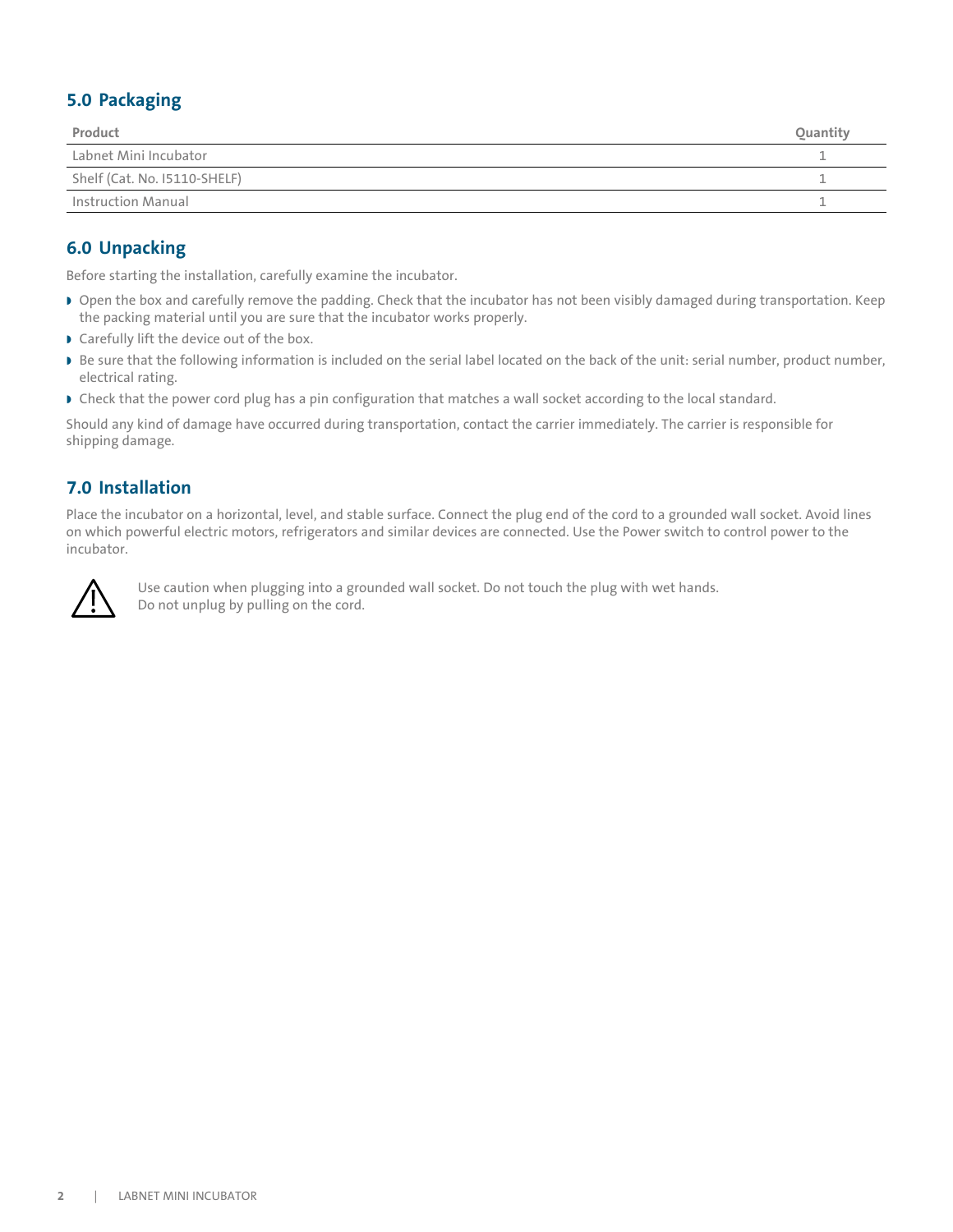## 5.0 Packaging

| Product | Quantity |
|---|---|
| Labnet Mini Incubator | 1 |
| Shelf (Cat. No. I5110-SHELF) | 1 |
| Instruction Manual | 1 |

## 6.0 Unpacking

Before starting the installation, carefully examine the incubator.

- Open the box and carefully remove the padding. Check that the incubator has not been visibly damaged during transportation. Keep the packing material until you are sure that the incubator works properly.
- Carefully lift the device out of the box.
- Be sure that the following information is included on the serial label located on the back of the unit: serial number, product number, electrical rating.
- Check that the power cord plug has a pin configuration that matches a wall socket according to the local standard.

Should any kind of damage have occurred during transportation, contact the carrier immediately. The carrier is responsible for shipping damage.

## 7.0 Installation

Place the incubator on a horizontal, level, and stable surface. Connect the plug end of the cord to a grounded wall socket. Avoid lines on which powerful electric motors, refrigerators and similar devices are connected. Use the Power switch to control power to the incubator.

⚠ Use caution when plugging into a grounded wall socket. Do not touch the plug with wet hands. Do not unplug by pulling on the cord.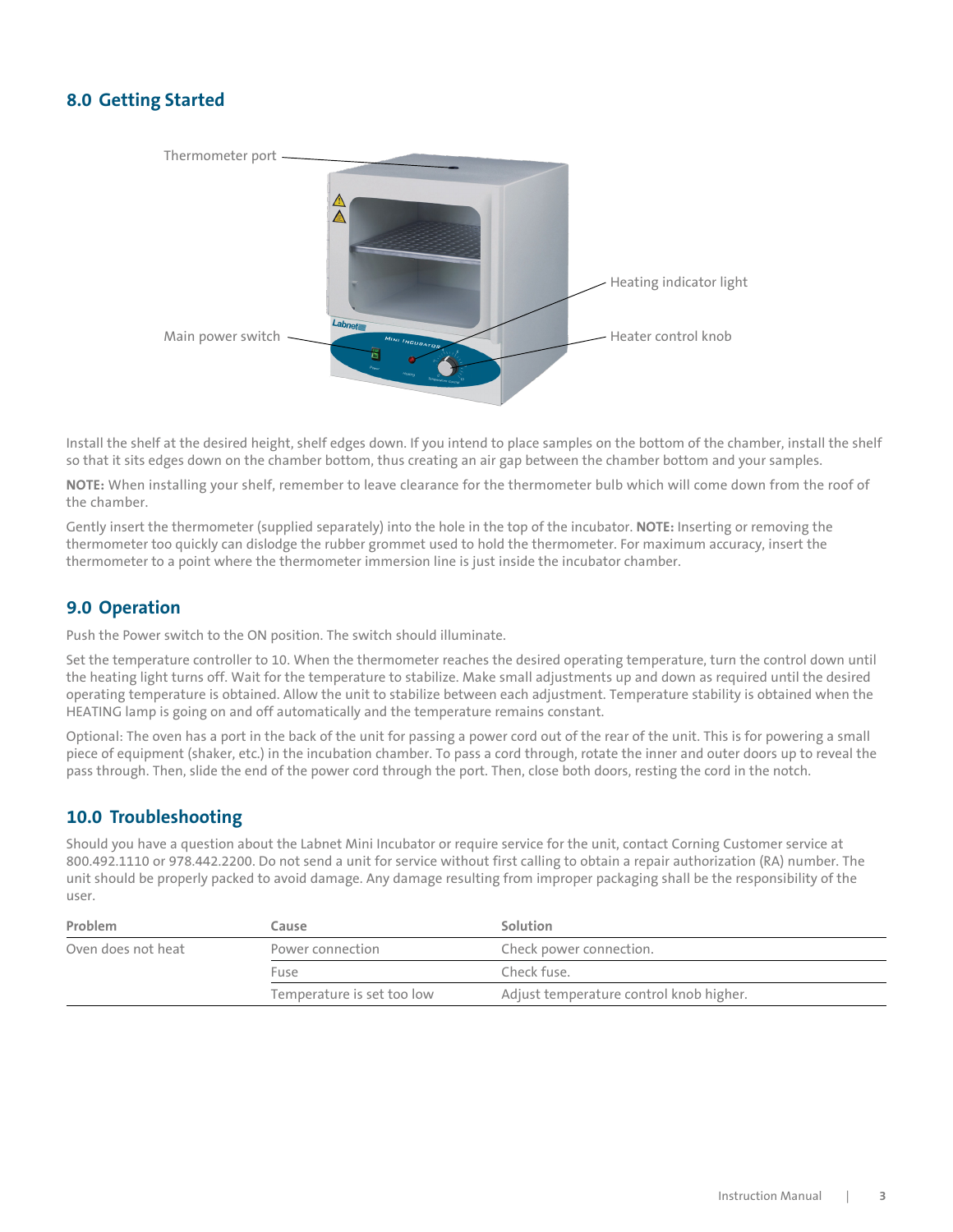## 8.0 Getting Started

Thermometer port

Heating indicator light

Main power switch

Heater control knob

Install the shelf at the desired height, shelf edges down. If you intend to place samples on the bottom of the chamber, install the shelf so that it sits edges down on the chamber bottom, thus creating an air gap between the chamber bottom and your samples.

**NOTE:** When installing your shelf, remember to leave clearance for the thermometer bulb which will come down from the roof of the chamber.

Gently insert the thermometer (supplied separately) into the hole in the top of the incubator. **NOTE:** Inserting or removing the thermometer too quickly can dislodge the rubber grommet used to hold the thermometer. For maximum accuracy, insert the thermometer to a point where the thermometer immersion line is just inside the incubator chamber.

## 9.0 Operation

Push the Power switch to the ON position. The switch should illuminate.

Set the temperature controller to 10. When the thermometer reaches the desired operating temperature, turn the control down until the heating light turns off. Wait for the temperature to stabilize. Make small adjustments up and down as required until the desired operating temperature is obtained. Allow the unit to stabilize between each adjustment. Temperature stability is obtained when the HEATING lamp is going on and off automatically and the temperature remains constant.

Optional: The oven has a port in the back of the unit for passing a power cord out of the rear of the unit. This is for powering a small piece of equipment (shaker, etc.) in the incubation chamber. To pass a cord through, rotate the inner and outer doors up to reveal the pass through. Then, slide the end of the power cord through the port. Then, close both doors, resting the cord in the notch.

## 10.0 Troubleshooting

Should you have a question about the Labnet Mini Incubator or require service for the unit, contact Corning Customer service at 800.492.1110 or 978.442.2200. Do not send a unit for service without first calling to obtain a repair authorization (RA) number. The unit should be properly packed to avoid damage. Any damage resulting from improper packaging shall be the responsibility of the user.

| Problem | Cause | Solution |
|---|---|---|
| Oven does not heat | Power connection | Check power connection. |
| | Fuse | Check fuse. |
| | Temperature is set too low | Adjust temperature control knob higher. |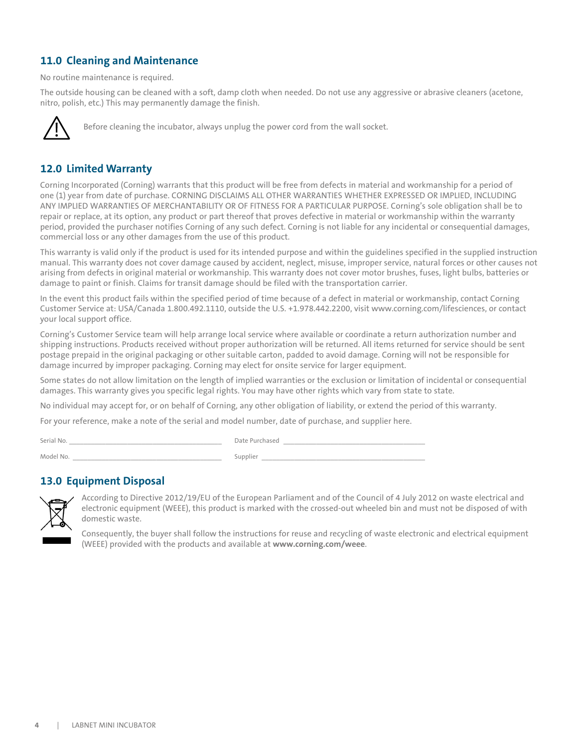## 11.0 Cleaning and Maintenance

No routine maintenance is required.

The outside housing can be cleaned with a soft, damp cloth when needed. Do not use any aggressive or abrasive cleaners (acetone, nitro, polish, etc.) This may permanently damage the finish.

Before cleaning the incubator, always unplug the power cord from the wall socket.

## 12.0 Limited Warranty

Corning Incorporated (Corning) warrants that this product will be free from defects in material and workmanship for a period of one (1) year from date of purchase. CORNING DISCLAIMS ALL OTHER WARRANTIES WHETHER EXPRESSED OR IMPLIED, INCLUDING ANY IMPLIED WARRANTIES OF MERCHANTABILITY OR OF FITNESS FOR A PARTICULAR PURPOSE. Corning's sole obligation shall be to repair or replace, at its option, any product or part thereof that proves defective in material or workmanship within the warranty period, provided the purchaser notifies Corning of any such defect. Corning is not liable for any incidental or consequential damages, commercial loss or any other damages from the use of this product.

This warranty is valid only if the product is used for its intended purpose and within the guidelines specified in the supplied instruction manual. This warranty does not cover damage caused by accident, neglect, misuse, improper service, natural forces or other causes not arising from defects in original material or workmanship. This warranty does not cover motor brushes, fuses, light bulbs, batteries or damage to paint or finish. Claims for transit damage should be filed with the transportation carrier.

In the event this product fails within the specified period of time because of a defect in material or workmanship, contact Corning Customer Service at: USA/Canada 1.800.492.1110, outside the U.S. +1.978.442.2200, visit www.corning.com/lifesciences, or contact your local support office.

Corning's Customer Service team will help arrange local service where available or coordinate a return authorization number and shipping instructions. Products received without proper authorization will be returned. All items returned for service should be sent postage prepaid in the original packaging or other suitable carton, padded to avoid damage. Corning will not be responsible for damage incurred by improper packaging. Corning may elect for onsite service for larger equipment.

Some states do not allow limitation on the length of implied warranties or the exclusion or limitation of incidental or consequential damages. This warranty gives you specific legal rights. You may have other rights which vary from state to state.

No individual may accept for, or on behalf of Corning, any other obligation of liability, or extend the period of this warranty.

For your reference, make a note of the serial and model number, date of purchase, and supplier here.

Serial No. ________________________________________ Date Purchased ________________________________________

Model No. ________________________________________ Supplier ________________________________________

## 13.0 Equipment Disposal

According to Directive 2012/19/EU of the European Parliament and of the Council of 4 July 2012 on waste electrical and electronic equipment (WEEE), this product is marked with the crossed-out wheeled bin and must not be disposed of with domestic waste.

Consequently, the buyer shall follow the instructions for reuse and recycling of waste electronic and electrical equipment (WEEE) provided with the products and available at **www.corning.com/weee**.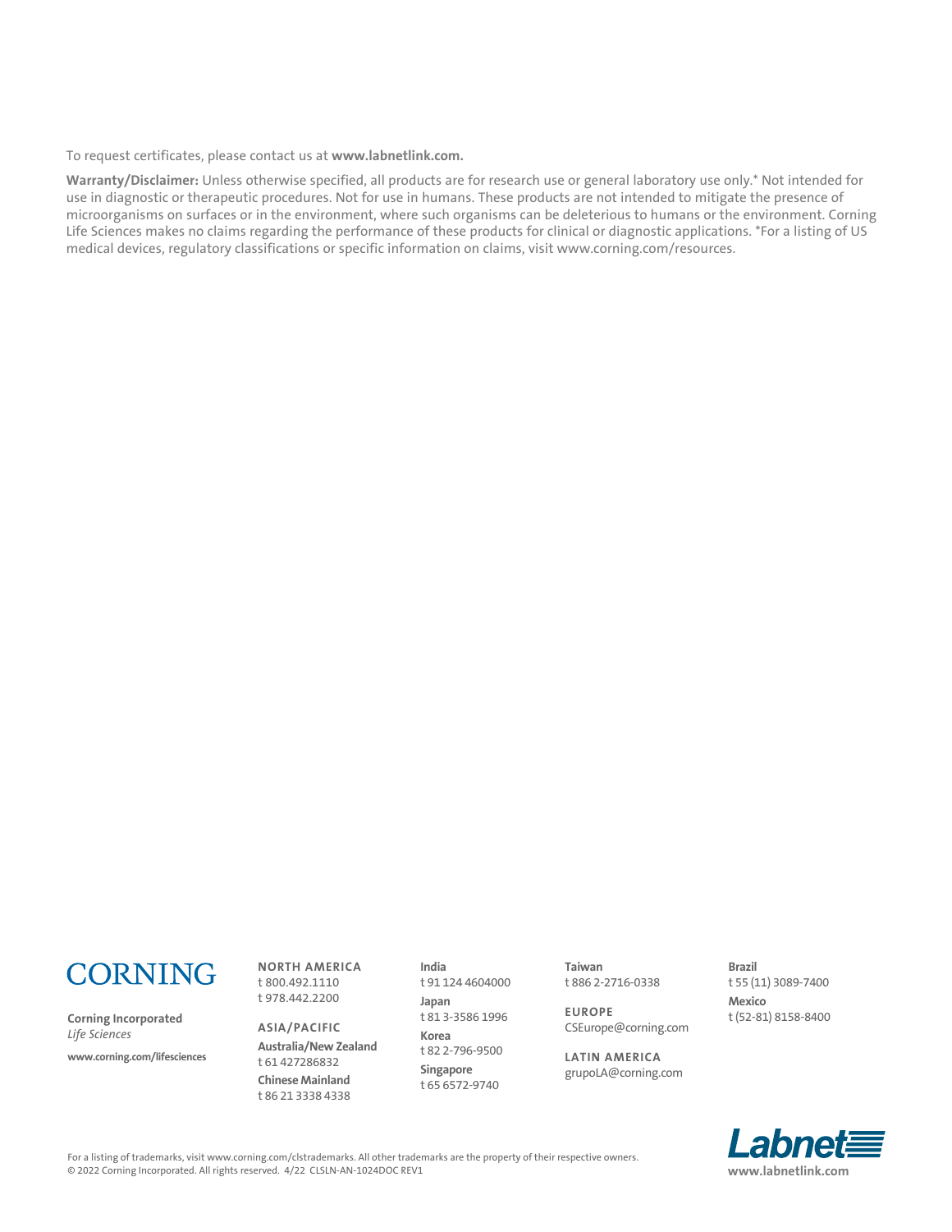To request certificates, please contact us at **www.labnetlink.com.**

**Warranty/Disclaimer:** Unless otherwise specified, all products are for research use or general laboratory use only.* Not intended for use in diagnostic or therapeutic procedures. Not for use in humans. These products are not intended to mitigate the presence of microorganisms on surfaces or in the environment, where such organisms can be deleterious to humans or the environment. Corning Life Sciences makes no claims regarding the performance of these products for clinical or diagnostic applications. *For a listing of US medical devices, regulatory classifications or specific information on claims, visit www.corning.com/resources.

CORNING

**Corning Incorporated**
*Life Sciences*

**www.corning.com/lifesciences**

**NORTH AMERICA**
t 800.492.1110
t 978.442.2200

**ASIA/PACIFIC**

**Australia/New Zealand**
t 61 427286832

**Chinese Mainland**
t 86 21 3338 4338

**India**
t 91 124 4604000

**Japan**
t 81 3-3586 1996

**Korea**
t 82 2-796-9500

**Singapore**
t 65 6572-9740

**Taiwan**
t 886 2-2716-0338

**EUROPE**
CSEurope@corning.com

**LATIN AMERICA**
grupoLA@corning.com

**Brazil**
t 55 (11) 3089-7400

**Mexico**
t (52-81) 8158-8400

For a listing of trademarks, visit www.corning.com/clstrademarks. All other trademarks are the property of their respective owners.
© 2022 Corning Incorporated. All rights reserved. 4/22 CLSLN-AN-1024DOC REV1

Labnet
www.labnetlink.com